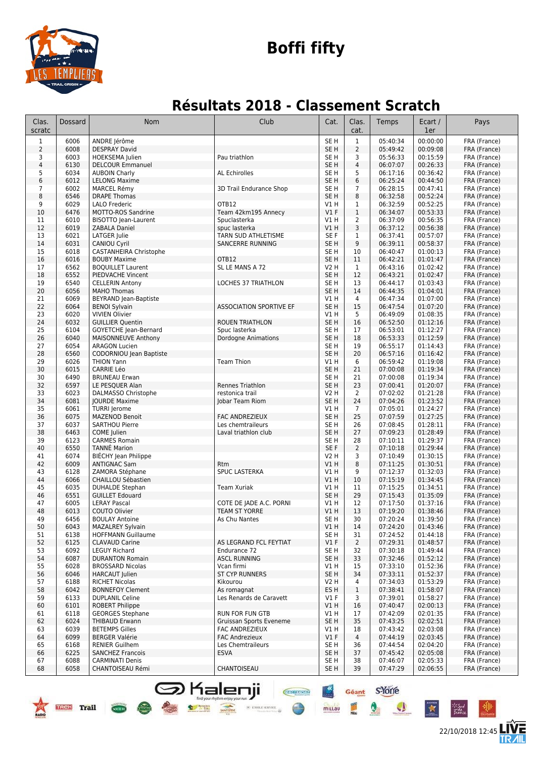# Boffi fifty

## Résultats 2018 - Classement Scratch

| Clas. scratc | Dossard | Nom | Club | Cat. | Clas. cat. | Temps | Ecart / 1er | Pays |
|---|---|---|---|---|---|---|---|---|
| 1 | 6006 | ANDRE Jérôme | | SE H | 1 | 05:40:34 | 00:00:00 | FRA (France) |
| 2 | 6008 | DESPRAY David | | SE H | 2 | 05:49:42 | 00:09:08 | FRA (France) |
| 3 | 6003 | HOEKSEMA Julien | Pau triathlon | SE H | 3 | 05:56:33 | 00:15:59 | FRA (France) |
| 4 | 6130 | DELCOUR Emmanuel | | SE H | 4 | 06:07:07 | 00:26:33 | FRA (France) |
| 5 | 6034 | AUBOIN Charly | AL Echirolles | SE H | 5 | 06:17:16 | 00:36:42 | FRA (France) |
| 6 | 6012 | LELONG Maxime | | SE H | 6 | 06:25:24 | 00:44:50 | FRA (France) |
| 7 | 6002 | MARCEL Rémy | 3D Trail Endurance Shop | SE H | 7 | 06:28:15 | 00:47:41 | FRA (France) |
| 8 | 6546 | DRAPE Thomas | | SE H | 8 | 06:32:58 | 00:52:24 | FRA (France) |
| 9 | 6029 | LALO Frederic | OTB12 | V1 H | 1 | 06:32:59 | 00:52:25 | FRA (France) |
| 10 | 6476 | MOTTO-ROS Sandrine | Team 42km195 Annecy | V1 F | 1 | 06:34:07 | 00:53:33 | FRA (France) |
| 11 | 6010 | BISOTTO Jean-Laurent | Spuclasterka | V1 H | 2 | 06:37:09 | 00:56:35 | FRA (France) |
| 12 | 6019 | ZABALA Daniel | spuc lasterka | V1 H | 3 | 06:37:12 | 00:56:38 | FRA (France) |
| 13 | 6021 | LATGER Julie | TARN SUD ATHLETISME | SE F | 1 | 06:37:41 | 00:57:07 | FRA (France) |
| 14 | 6031 | CANIOU Cyril | SANCERRE RUNNING | SE H | 9 | 06:39:11 | 00:58:37 | FRA (France) |
| 15 | 6018 | CASTANHEIRA Christophe | | SE H | 10 | 06:40:47 | 01:00:13 | FRA (France) |
| 16 | 6016 | BOUBY Maxime | OTB12 | SE H | 11 | 06:42:21 | 01:01:47 | FRA (France) |
| 17 | 6562 | BOQUILLET Laurent | SL LE MANS A 72 | V2 H | 1 | 06:43:16 | 01:02:42 | FRA (France) |
| 18 | 6552 | PIEDVACHE Vincent | | SE H | 12 | 06:43:21 | 01:02:47 | FRA (France) |
| 19 | 6540 | CELLERIN Antony | LOCHES 37 TRIATHLON | SE H | 13 | 06:44:17 | 01:03:43 | FRA (France) |
| 20 | 6056 | MAHO Thomas | | SE H | 14 | 06:44:35 | 01:04:01 | FRA (France) |
| 21 | 6069 | BEYRAND Jean-Baptiste | | V1 H | 4 | 06:47:34 | 01:07:00 | FRA (France) |
| 22 | 6064 | BENOI Sylvain | ASSOCIATION SPORTIVE EF | SE H | 15 | 06:47:54 | 01:07:20 | FRA (France) |
| 23 | 6020 | VIVIEN Olivier | | V1 H | 5 | 06:49:09 | 01:08:35 | FRA (France) |
| 24 | 6032 | GUILLIER Quentin | ROUEN TRIATHLON | SE H | 16 | 06:52:50 | 01:12:16 | FRA (France) |
| 25 | 6104 | GOYETCHE Jean-Bernard | Spuc lasterka | SE H | 17 | 06:53:01 | 01:12:27 | FRA (France) |
| 26 | 6040 | MAISONNEUVE Anthony | Dordogne Animations | SE H | 18 | 06:53:33 | 01:12:59 | FRA (France) |
| 27 | 6054 | ARAGON Lucien | | SE H | 19 | 06:55:17 | 01:14:43 | FRA (France) |
| 28 | 6560 | CODORNIOU Jean Baptiste | | SE H | 20 | 06:57:16 | 01:16:42 | FRA (France) |
| 29 | 6026 | THION Yann | Team Thion | V1 H | 6 | 06:59:42 | 01:19:08 | FRA (France) |
| 30 | 6015 | CARRIE Léo | | SE H | 21 | 07:00:08 | 01:19:34 | FRA (France) |
| 30 | 6490 | BRUNEAU Erwan | | SE H | 21 | 07:00:08 | 01:19:34 | FRA (France) |
| 32 | 6597 | LE PESQUER Alan | Rennes Triathlon | SE H | 23 | 07:00:41 | 01:20:07 | FRA (France) |
| 33 | 6023 | DALMASSO Christophe | restonica trail | V2 H | 2 | 07:02:02 | 01:21:28 | FRA (France) |
| 34 | 6081 | JOURDE Maxime | Jobar Team Riom | SE H | 24 | 07:04:26 | 01:23:52 | FRA (France) |
| 35 | 6061 | TURRI Jerome | | V1 H | 7 | 07:05:01 | 01:24:27 | FRA (France) |
| 36 | 6075 | MAZENOD Benoit | FAC ANDREZIEUX | SE H | 25 | 07:07:59 | 01:27:25 | FRA (France) |
| 37 | 6037 | SARTHOU Pierre | Les chemtraileurs | SE H | 26 | 07:08:45 | 01:28:11 | FRA (France) |
| 38 | 6463 | COME Julien | Laval triathlon club | SE H | 27 | 07:09:23 | 01:28:49 | FRA (France) |
| 39 | 6123 | CARMES Romain | | SE H | 28 | 07:10:11 | 01:29:37 | FRA (France) |
| 40 | 6550 | TANNÉ Marion | | SE F | 2 | 07:10:18 | 01:29:44 | FRA (France) |
| 41 | 6074 | BIÉCHY Jean Philippe | | V2 H | 3 | 07:10:49 | 01:30:15 | FRA (France) |
| 42 | 6009 | ANTIGNAC Sam | Rtm | V1 H | 8 | 07:11:25 | 01:30:51 | FRA (France) |
| 43 | 6128 | ZAMORA Stéphane | SPUC LASTERKA | V1 H | 9 | 07:12:37 | 01:32:03 | FRA (France) |
| 44 | 6066 | CHAILLOU Sébastien | | V1 H | 10 | 07:15:19 | 01:34:45 | FRA (France) |
| 45 | 6035 | DUHALDE Stephan | Team Xuriak | V1 H | 11 | 07:15:25 | 01:34:51 | FRA (France) |
| 46 | 6551 | GUILLET Edouard | | SE H | 29 | 07:15:43 | 01:35:09 | FRA (France) |
| 47 | 6005 | LERAY Pascal | COTE DE JADE A.C. PORNI | V1 H | 12 | 07:17:50 | 01:37:16 | FRA (France) |
| 48 | 6013 | COUTO Olivier | TEAM ST YORRE | V1 H | 13 | 07:19:20 | 01:38:46 | FRA (France) |
| 49 | 6456 | BOULAY Antoine | As Chu Nantes | SE H | 30 | 07:20:24 | 01:39:50 | FRA (France) |
| 50 | 6043 | MAZALREY Sylvain | | V1 H | 14 | 07:24:20 | 01:43:46 | FRA (France) |
| 51 | 6138 | HOFFMANN Guillaume | | SE H | 31 | 07:24:52 | 01:44:18 | FRA (France) |
| 52 | 6125 | CLAVAUD Carine | AS LEGRAND FCL FEYTIAT | V1 F | 2 | 07:29:31 | 01:48:57 | FRA (France) |
| 53 | 6092 | LEGUY Richard | Endurance 72 | SE H | 32 | 07:30:18 | 01:49:44 | FRA (France) |
| 54 | 6087 | DURANTON Romain | ASCL RUNNING | SE H | 33 | 07:32:46 | 01:52:12 | FRA (France) |
| 55 | 6028 | BROSSARD Nicolas | Vcan firmi | V1 H | 15 | 07:33:10 | 01:52:36 | FRA (France) |
| 56 | 6046 | HARCAUT Julien | ST CYP RUNNERS | SE H | 34 | 07:33:11 | 01:52:37 | FRA (France) |
| 57 | 6188 | RICHET Nicolas | Kikourou | V2 H | 4 | 07:34:03 | 01:53:29 | FRA (France) |
| 58 | 6042 | BONNEFOY Clement | As romagnat | ES H | 1 | 07:38:41 | 01:58:07 | FRA (France) |
| 59 | 6133 | DUPLANIL Celine | Les Renards de Caravett | V1 F | 3 | 07:39:01 | 01:58:27 | FRA (France) |
| 60 | 6101 | ROBERT Philippe | | V1 H | 16 | 07:40:47 | 02:00:13 | FRA (France) |
| 61 | 6118 | GEORGES Stephane | RUN FOR FUN GTB | V1 H | 17 | 07:42:09 | 02:01:35 | FRA (France) |
| 62 | 6024 | THIBAUD Erwann | Gruissan Sports Eveneme | SE H | 35 | 07:43:25 | 02:02:51 | FRA (France) |
| 63 | 6039 | BETEMPS Gilles | FAC ANDREZIEUX | V1 H | 18 | 07:43:42 | 02:03:08 | FRA (France) |
| 64 | 6099 | BERGER Valérie | FAC Andrezieux | V1 F | 4 | 07:44:19 | 02:03:45 | FRA (France) |
| 65 | 6168 | RENIER Guilhem | Les Chemtraileurs | SE H | 36 | 07:44:54 | 02:04:20 | FRA (France) |
| 66 | 6225 | SANCHEZ Francois | ESVA | SE H | 37 | 07:45:42 | 02:05:08 | FRA (France) |
| 67 | 6088 | CARMINATI Denis | | SE H | 38 | 07:46:07 | 02:05:33 | FRA (France) |
| 68 | 6058 | CHANTOISEAU Rémi | CHANTOISEAU | SE H | 39 | 07:47:29 | 02:06:55 | FRA (France) |

22/10/2018 12:45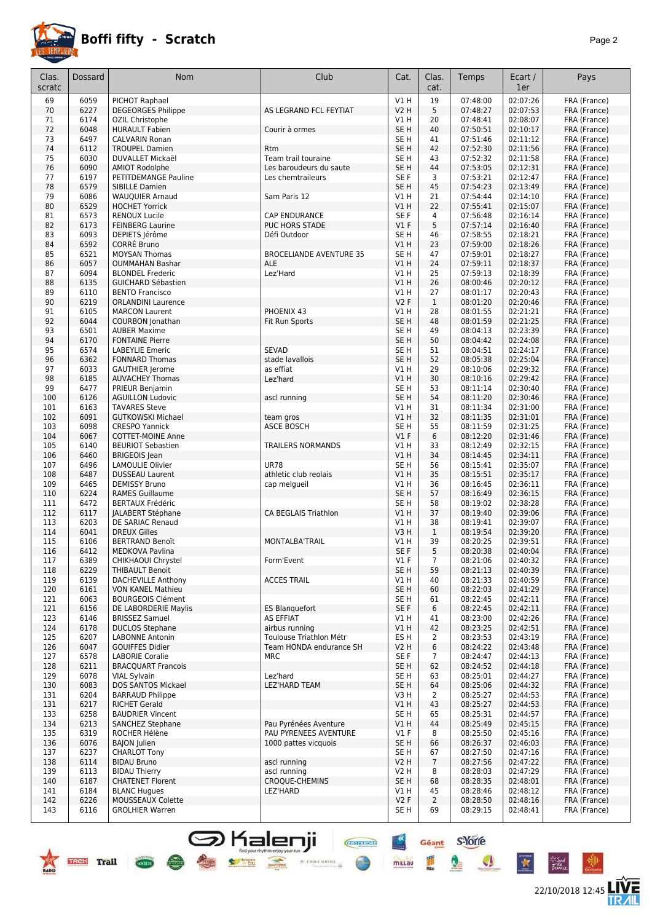# Boffi fifty - Scratch

| Clas. scratc | Dossard | Nom | Club | Cat. | Clas. cat. | Temps | Ecart / 1er | Pays |
|---|---|---|---|---|---|---|---|---|
| 69 | 6059 | PICHOT Raphael | | V1 H | 19 | 07:48:00 | 02:07:26 | FRA (France) |
| 70 | 6227 | DEGEORGES Philippe | AS LEGRAND FCL FEYTIAT | V2 H | 5 | 07:48:27 | 02:07:53 | FRA (France) |
| 71 | 6174 | OZIL Christophe | | V1 H | 20 | 07:48:41 | 02:08:07 | FRA (France) |
| 72 | 6048 | HURAULT Fabien | Courir à ormes | SE H | 40 | 07:50:51 | 02:10:17 | FRA (France) |
| 73 | 6497 | CALVARIN Ronan | | SE H | 41 | 07:51:46 | 02:11:12 | FRA (France) |
| 74 | 6112 | TROUPEL Damien | Rtm | SE H | 42 | 07:52:30 | 02:11:56 | FRA (France) |
| 75 | 6030 | DUVALLET Mickaël | Team trail touraine | SE H | 43 | 07:52:32 | 02:11:58 | FRA (France) |
| 76 | 6090 | AMIOT Rodolphe | Les baroudeurs du saute | SE H | 44 | 07:53:05 | 02:12:31 | FRA (France) |
| 77 | 6197 | PETITDEMANGE Pauline | Les chemtraileurs | SE F | 3 | 07:53:21 | 02:12:47 | FRA (France) |
| 78 | 6579 | SIBILLE Damien | | SE H | 45 | 07:54:23 | 02:13:49 | FRA (France) |
| 79 | 6086 | WAUQUIER Arnaud | Sam Paris 12 | V1 H | 21 | 07:54:44 | 02:14:10 | FRA (France) |
| 80 | 6529 | HOCHET Yorrick | | V1 H | 22 | 07:55:41 | 02:15:07 | FRA (France) |
| 81 | 6573 | RENOUX Lucile | CAP ENDURANCE | SE F | 4 | 07:56:48 | 02:16:14 | FRA (France) |
| 82 | 6173 | FEINBERG Laurine | PUC HORS STADE | V1 F | 5 | 07:57:14 | 02:16:40 | FRA (France) |
| 83 | 6093 | DEPIETS Jérôme | Défi Outdoor | SE H | 46 | 07:58:55 | 02:18:21 | FRA (France) |
| 84 | 6592 | CORRÉ Bruno | | V1 H | 23 | 07:59:00 | 02:18:26 | FRA (France) |
| 85 | 6521 | MOYSAN Thomas | BROCELIANDE AVENTURE 35 | SE H | 47 | 07:59:01 | 02:18:27 | FRA (France) |
| 86 | 6057 | OUMMAHAN Bashar | ALE | V1 H | 24 | 07:59:11 | 02:18:37 | FRA (France) |
| 87 | 6094 | BLONDEL Frederic | Lez'Hard | V1 H | 25 | 07:59:13 | 02:18:39 | FRA (France) |
| 88 | 6135 | GUICHARD Sébastien | | V1 H | 26 | 08:00:46 | 02:20:12 | FRA (France) |
| 89 | 6110 | BENTO Francisco | | V1 H | 27 | 08:01:17 | 02:20:43 | FRA (France) |
| 90 | 6219 | ORLANDINI Laurence | | V2 F | 1 | 08:01:20 | 02:20:46 | FRA (France) |
| 91 | 6105 | MARCON Laurent | PHOENIX 43 | V1 H | 28 | 08:01:55 | 02:21:21 | FRA (France) |
| 92 | 6044 | COURBON Jonathan | Fit Run Sports | SE H | 48 | 08:01:59 | 02:21:25 | FRA (France) |
| 93 | 6501 | AUBER Maxime | | SE H | 49 | 08:04:13 | 02:23:39 | FRA (France) |
| 94 | 6170 | FONTAINE Pierre | | SE H | 50 | 08:04:42 | 02:24:08 | FRA (France) |
| 95 | 6574 | LABEYLIE Emeric | SEVAD | SE H | 51 | 08:04:51 | 02:24:17 | FRA (France) |
| 96 | 6362 | FONNARD Thomas | stade lavallois | SE H | 52 | 08:05:38 | 02:25:04 | FRA (France) |
| 97 | 6033 | GAUTHIER Jerome | as effiat | V1 H | 29 | 08:10:06 | 02:29:32 | FRA (France) |
| 98 | 6185 | AUVACHEY Thomas | Lez'hard | V1 H | 30 | 08:10:16 | 02:29:42 | FRA (France) |
| 99 | 6477 | PRIEUR Benjamin | | SE H | 53 | 08:11:14 | 02:30:40 | FRA (France) |
| 100 | 6126 | AGUILLON Ludovic | ascl running | SE H | 54 | 08:11:20 | 02:30:46 | FRA (France) |
| 101 | 6163 | TAVARES Steve | | V1 H | 31 | 08:11:34 | 02:31:00 | FRA (France) |
| 102 | 6091 | GUTKOWSKI Michael | team gros | V1 H | 32 | 08:11:35 | 02:31:01 | FRA (France) |
| 103 | 6098 | CRESPO Yannick | ASCE BOSCH | SE H | 55 | 08:11:59 | 02:31:25 | FRA (France) |
| 104 | 6067 | COTTET-MOINE Anne | | V1 F | 6 | 08:12:20 | 02:31:46 | FRA (France) |
| 105 | 6140 | BEURIOT Sebastien | TRAILERS NORMANDS | V1 H | 33 | 08:12:49 | 02:32:15 | FRA (France) |
| 106 | 6460 | BRIGEOIS Jean | | V1 H | 34 | 08:14:45 | 02:34:11 | FRA (France) |
| 107 | 6496 | LAMOULIE Olivier | UR78 | SE H | 56 | 08:15:41 | 02:35:07 | FRA (France) |
| 108 | 6487 | DUSSEAU Laurent | athletic club reolais | V1 H | 35 | 08:15:51 | 02:35:17 | FRA (France) |
| 109 | 6465 | DEMISSY Bruno | cap melgueil | V1 H | 36 | 08:16:45 | 02:36:11 | FRA (France) |
| 110 | 6224 | RAMES Guillaume | | SE H | 57 | 08:16:49 | 02:36:15 | FRA (France) |
| 111 | 6472 | BERTAUX Frédéric | | SE H | 58 | 08:19:02 | 02:38:28 | FRA (France) |
| 112 | 6117 | JALABERT Stéphane | CA BEGLAIS Triathlon | V1 H | 37 | 08:19:40 | 02:39:06 | FRA (France) |
| 113 | 6203 | DE SARIAC Renaud | | V1 H | 38 | 08:19:41 | 02:39:07 | FRA (France) |
| 114 | 6041 | DREUX Gilles | | V3 H | 1 | 08:19:54 | 02:39:20 | FRA (France) |
| 115 | 6106 | BERTRAND Benoît | MONTALBA'TRAIL | V1 H | 39 | 08:20:25 | 02:39:51 | FRA (France) |
| 116 | 6412 | MEDKOVA Pavlina | | SE F | 5 | 08:20:38 | 02:40:04 | FRA (France) |
| 117 | 6389 | CHIKHAOUI Chrystel | Form'Event | V1 F | 7 | 08:21:06 | 02:40:32 | FRA (France) |
| 118 | 6229 | THIBAULT Benoit | | SE H | 59 | 08:21:13 | 02:40:39 | FRA (France) |
| 119 | 6139 | DACHEVILLE Anthony | ACCES TRAIL | V1 H | 40 | 08:21:33 | 02:40:59 | FRA (France) |
| 120 | 6161 | VON KANEL Mathieu | | SE H | 60 | 08:22:03 | 02:41:29 | FRA (France) |
| 121 | 6063 | BOURGEOIS Clément | | SE H | 61 | 08:22:45 | 02:42:11 | FRA (France) |
| 121 | 6156 | DE LABORDERIE Maylis | ES Blanquefort | SE F | 6 | 08:22:45 | 02:42:11 | FRA (France) |
| 123 | 6146 | BRISSEZ Samuel | AS EFFIAT | V1 H | 41 | 08:23:00 | 02:42:26 | FRA (France) |
| 124 | 6178 | DUCLOS Stephane | airbus running | V1 H | 42 | 08:23:25 | 02:42:51 | FRA (France) |
| 125 | 6207 | LABONNE Antonin | Toulouse Triathlon Métr | ES H | 2 | 08:23:53 | 02:43:19 | FRA (France) |
| 126 | 6047 | GOUIFFES Didier | Team HONDA endurance SH | V2 H | 6 | 08:24:22 | 02:43:48 | FRA (France) |
| 127 | 6578 | LABORIE Coralie | MRC | SE F | 7 | 08:24:47 | 02:44:13 | FRA (France) |
| 128 | 6211 | BRACQUART Francois | | SE H | 62 | 08:24:52 | 02:44:18 | FRA (France) |
| 129 | 6078 | VIAL Sylvain | Lez'hard | SE H | 63 | 08:25:01 | 02:44:27 | FRA (France) |
| 130 | 6083 | DOS SANTOS Mickael | LEZ'HARD TEAM | SE H | 64 | 08:25:06 | 02:44:32 | FRA (France) |
| 131 | 6204 | BARRAUD Philippe | | V3 H | 2 | 08:25:27 | 02:44:53 | FRA (France) |
| 131 | 6217 | RICHET Gerald | | V1 H | 43 | 08:25:27 | 02:44:53 | FRA (France) |
| 133 | 6258 | BAUDRIER Vincent | | SE H | 65 | 08:25:31 | 02:44:57 | FRA (France) |
| 134 | 6213 | SANCHEZ Stephane | Pau Pyrénées Aventure | V1 H | 44 | 08:25:49 | 02:45:15 | FRA (France) |
| 135 | 6319 | ROCHER Hélène | PAU PYRENEES AVENTURE | V1 F | 8 | 08:25:50 | 02:45:16 | FRA (France) |
| 136 | 6076 | BAJON Julien | 1000 pattes vicquois | SE H | 66 | 08:26:37 | 02:46:03 | FRA (France) |
| 137 | 6237 | CHARLOT Tony | | SE H | 67 | 08:27:50 | 02:47:16 | FRA (France) |
| 138 | 6114 | BIDAU Bruno | ascl running | V2 H | 7 | 08:27:56 | 02:47:22 | FRA (France) |
| 139 | 6113 | BIDAU Thierry | ascl running | V2 H | 8 | 08:28:03 | 02:47:29 | FRA (France) |
| 140 | 6187 | CHATENET Florent | CROQUE-CHEMINS | SE H | 68 | 08:28:35 | 02:48:01 | FRA (France) |
| 141 | 6184 | BLANC Hugues | LEZ'HARD | V1 H | 45 | 08:28:46 | 02:48:12 | FRA (France) |
| 142 | 6226 | MOUSSEAUX Colette | | V2 F | 2 | 08:28:50 | 02:48:16 | FRA (France) |
| 143 | 6116 | GROLHIER Warren | | SE H | 69 | 08:29:15 | 02:48:41 | FRA (France) |

22/10/2018 12:45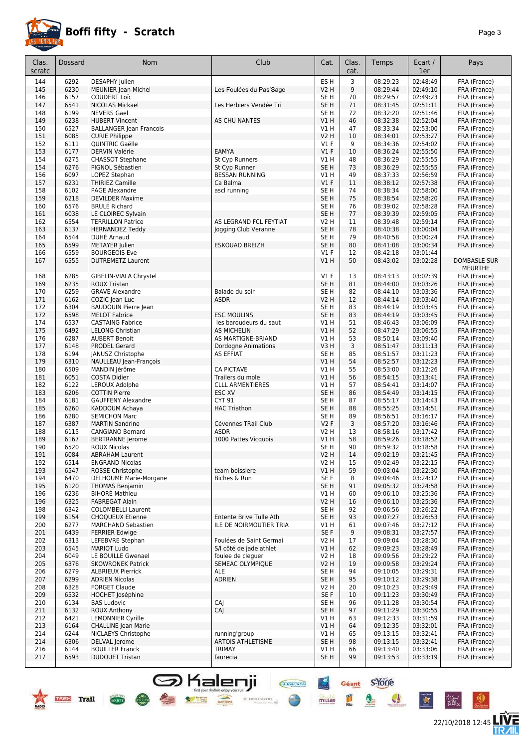# Boffi fifty - Scratch

| Clas. scratc | Dossard | Nom | Club | Cat. | Clas. cat. | Temps | Ecart / 1er | Pays |
|---|---|---|---|---|---|---|---|---|
| 144 | 6292 | DESAPHY Julien | | ES H | 3 | 08:29:23 | 02:48:49 | FRA (France) |
| 145 | 6230 | MEUNIER Jean-Michel | Les Foulées du Pas'Sage | V2 H | 9 | 08:29:44 | 02:49:10 | FRA (France) |
| 146 | 6157 | COUDERT Loïc | | SE H | 70 | 08:29:57 | 02:49:23 | FRA (France) |
| 147 | 6541 | NICOLAS Mickael | Les Herbiers Vendée Tri | SE H | 71 | 08:31:45 | 02:51:11 | FRA (France) |
| 148 | 6199 | NEVERS Gael | | SE H | 72 | 08:32:20 | 02:51:46 | FRA (France) |
| 149 | 6238 | HUBERT Vincent | AS CHU NANTES | V1 H | 46 | 08:32:38 | 02:52:04 | FRA (France) |
| 150 | 6527 | BALLANGER Jean Francois | | V1 H | 47 | 08:33:34 | 02:53:00 | FRA (France) |
| 151 | 6085 | CURIE Philippe | | V2 H | 10 | 08:34:01 | 02:53:27 | FRA (France) |
| 152 | 6111 | QUINTRIC Gaëlle | | V1 F | 9 | 08:34:36 | 02:54:02 | FRA (France) |
| 153 | 6177 | DERVIN Valérie | EAMYA | V1 F | 10 | 08:36:24 | 02:55:50 | FRA (France) |
| 154 | 6275 | CHASSOT Stephane | St Cyp Runners | V1 H | 48 | 08:36:29 | 02:55:55 | FRA (France) |
| 154 | 6276 | PIGNOL Sébastien | St Cyp Runner | SE H | 73 | 08:36:29 | 02:55:55 | FRA (France) |
| 156 | 6097 | LOPEZ Stephan | BESSAN RUNNING | V1 H | 49 | 08:37:33 | 02:56:59 | FRA (France) |
| 157 | 6231 | THIRIEZ Camille | Ca Balma | V1 F | 11 | 08:38:12 | 02:57:38 | FRA (France) |
| 158 | 6102 | PAGE Alexandre | ascl running | SE H | 74 | 08:38:34 | 02:58:00 | FRA (France) |
| 159 | 6218 | DEVILDER Maxime | | SE H | 75 | 08:38:54 | 02:58:20 | FRA (France) |
| 160 | 6576 | BRULÉ Richard | | SE H | 76 | 08:39:02 | 02:58:28 | FRA (France) |
| 161 | 6038 | LE CLOIREC Sylvain | | SE H | 77 | 08:39:39 | 02:59:05 | FRA (France) |
| 162 | 6554 | TERRILLON Patrice | AS LEGRAND FCL FEYTIAT | V2 H | 11 | 08:39:48 | 02:59:14 | FRA (France) |
| 163 | 6137 | HERNANDEZ Teddy | Jogging Club Veranne | SE H | 78 | 08:40:38 | 03:00:04 | FRA (France) |
| 164 | 6544 | DUHÉ Arnaud | | SE H | 79 | 08:40:58 | 03:00:24 | FRA (France) |
| 165 | 6599 | METAYER Julien | ESKOUAD BREIZH | SE H | 80 | 08:41:08 | 03:00:34 | FRA (France) |
| 166 | 6559 | BOURGEOIS Eve | | V1 F | 12 | 08:42:18 | 03:01:44 | |
| 167 | 6555 | DUTREMETZ Laurent | | V1 H | 50 | 08:43:02 | 03:02:28 | DOMBASLE SUR MEURTHE |
| 168 | 6285 | GIBELIN-VIALA Chrystel | | V1 F | 13 | 08:43:13 | 03:02:39 | FRA (France) |
| 169 | 6235 | ROUX Tristan | | SE H | 81 | 08:44:00 | 03:03:26 | FRA (France) |
| 170 | 6259 | GRAVE Alexandre | Balade du soir | SE H | 82 | 08:44:10 | 03:03:36 | FRA (France) |
| 171 | 6162 | COZIC Jean Luc | ASDR | V2 H | 12 | 08:44:14 | 03:03:40 | FRA (France) |
| 172 | 6304 | BAUDOUIN Pierre Jean | | SE H | 83 | 08:44:19 | 03:03:45 | FRA (France) |
| 172 | 6598 | MELOT Fabrice | ESC MOULINS | SE H | 83 | 08:44:19 | 03:03:45 | FRA (France) |
| 174 | 6537 | CASTAING Fabrice | les baroudeurs du saut | V1 H | 51 | 08:46:43 | 03:06:09 | FRA (France) |
| 175 | 6492 | LELONG Christian | AS MICHELIN | V1 H | 52 | 08:47:29 | 03:06:55 | FRA (France) |
| 176 | 6287 | AUBERT Benoit | AS MARTIGNE-BRIAND | V1 H | 53 | 08:50:14 | 03:09:40 | FRA (France) |
| 177 | 6148 | PRODEL Gerard | Dordogne Animations | V3 H | 3 | 08:51:47 | 03:11:13 | FRA (France) |
| 178 | 6194 | JANUSZ Christophe | AS EFFIAT | SE H | 85 | 08:51:57 | 03:11:23 | FRA (France) |
| 179 | 6310 | NAULLEAU Jean-François | | V1 H | 54 | 08:52:57 | 03:12:23 | FRA (France) |
| 180 | 6509 | MANDIN Jérôme | CA PICTAVE | V1 H | 55 | 08:53:00 | 03:12:26 | FRA (France) |
| 181 | 6051 | COSTA Didier | Trailers du mole | V1 H | 56 | 08:54:15 | 03:13:41 | FRA (France) |
| 182 | 6122 | LEROUX Adolphe | CLLL ARMENTIERES | V1 H | 57 | 08:54:41 | 03:14:07 | FRA (France) |
| 183 | 6206 | COTTIN Pierre | ESC XV | SE H | 86 | 08:54:49 | 03:14:15 | FRA (France) |
| 184 | 6181 | GAUFFENY Alexandre | CYT 91 | SE H | 87 | 08:55:17 | 03:14:43 | FRA (France) |
| 185 | 6260 | KADDOUM Achaya | HAC Triathon | SE H | 88 | 08:55:25 | 03:14:51 | FRA (France) |
| 186 | 6280 | SEMICHON Marc | | SE H | 89 | 08:56:51 | 03:16:17 | FRA (France) |
| 187 | 6387 | MARTIN Sandrine | Cévennes TRail Club | V2 F | 3 | 08:57:20 | 03:16:46 | FRA (France) |
| 188 | 6115 | CANGIANO Bernard | ASDR | V2 H | 13 | 08:58:16 | 03:17:42 | FRA (France) |
| 189 | 6167 | BERTRANNE Jerome | 1000 Pattes Vicquois | V1 H | 58 | 08:59:26 | 03:18:52 | FRA (France) |
| 190 | 6520 | ROUX Nicolas | | SE H | 90 | 08:59:32 | 03:18:58 | FRA (France) |
| 191 | 6084 | ABRAHAM Laurent | | V2 H | 14 | 09:02:19 | 03:21:45 | FRA (France) |
| 192 | 6514 | ENGRAND Nicolas | | V2 H | 15 | 09:02:49 | 03:22:15 | FRA (France) |
| 193 | 6547 | ROSSE Christophe | team boissiere | V1 H | 59 | 09:03:04 | 03:22:30 | FRA (France) |
| 194 | 6470 | DELHOUME Marie-Morgane | Biches & Run | SE F | 8 | 09:04:46 | 03:24:12 | FRA (France) |
| 195 | 6120 | THOMAS Benjamin | | SE H | 91 | 09:05:32 | 03:24:58 | FRA (France) |
| 196 | 6236 | BIHORÉ Mathieu | | V1 H | 60 | 09:06:10 | 03:25:36 | FRA (France) |
| 196 | 6325 | FABREGAT Alain | | V2 H | 16 | 09:06:10 | 03:25:36 | FRA (France) |
| 198 | 6342 | COLOMBELLI Laurent | | SE H | 92 | 09:06:56 | 03:26:22 | FRA (France) |
| 199 | 6154 | CHOQUEUX Etienne | Entente Brive Tulle Ath | SE H | 93 | 09:07:27 | 03:26:53 | FRA (France) |
| 200 | 6277 | MARCHAND Sebastien | ILE DE NOIRMOUTIER TRIA | V1 H | 61 | 09:07:46 | 03:27:12 | FRA (France) |
| 201 | 6439 | FERRIER Edwige | | SE F | 9 | 09:08:31 | 03:27:57 | FRA (France) |
| 202 | 6313 | LEFEBVRE Stephan | Foulées de Saint Germai | V2 H | 17 | 09:09:04 | 03:28:30 | FRA (France) |
| 203 | 6545 | MARIOT Ludo | S/l côté de jade athlet | V1 H | 62 | 09:09:23 | 03:28:49 | FRA (France) |
| 204 | 6049 | LE BOUILLE Gwenael | foulee de cleguer | V2 H | 18 | 09:09:56 | 03:29:22 | FRA (France) |
| 205 | 6376 | SKOWRONEK Patrick | SEMEAC OLYMPIQUE | V2 H | 19 | 09:09:58 | 03:29:24 | FRA (France) |
| 206 | 6279 | ALBRIEUX Pierrick | ALE | SE H | 94 | 09:10:05 | 03:29:31 | FRA (France) |
| 207 | 6299 | ADRIEN Nicolas | ADRIEN | SE H | 95 | 09:10:12 | 03:29:38 | FRA (France) |
| 208 | 6328 | FORGET Claude | | V2 H | 20 | 09:10:23 | 03:29:49 | FRA (France) |
| 209 | 6532 | HOCHET Joséphine | | SE F | 10 | 09:11:23 | 03:30:49 | FRA (France) |
| 210 | 6134 | BAS Ludovic | CAJ | SE H | 96 | 09:11:28 | 03:30:54 | FRA (France) |
| 211 | 6132 | ROUX Anthony | CAJ | SE H | 97 | 09:11:29 | 03:30:55 | FRA (France) |
| 212 | 6421 | LEMONNIER Cyrille | | V1 H | 63 | 09:12:33 | 03:31:59 | FRA (France) |
| 213 | 6164 | CHALLINE Jean Marie | | V1 H | 64 | 09:12:35 | 03:32:01 | FRA (France) |
| 214 | 6244 | NICLAEYS Christophe | running'group | V1 H | 65 | 09:13:15 | 03:32:41 | FRA (France) |
| 214 | 6306 | DELVAL Jerome | ARTOIS ATHLETISME | SE H | 98 | 09:13:15 | 03:32:41 | FRA (France) |
| 216 | 6144 | BOUILLER Franck | TRIMAY | V1 H | 66 | 09:13:40 | 03:33:06 | FRA (France) |
| 217 | 6593 | DUDOUET Tristan | faurecia | SE H | 99 | 09:13:53 | 03:33:19 | FRA (France) |

22/10/2018 12:45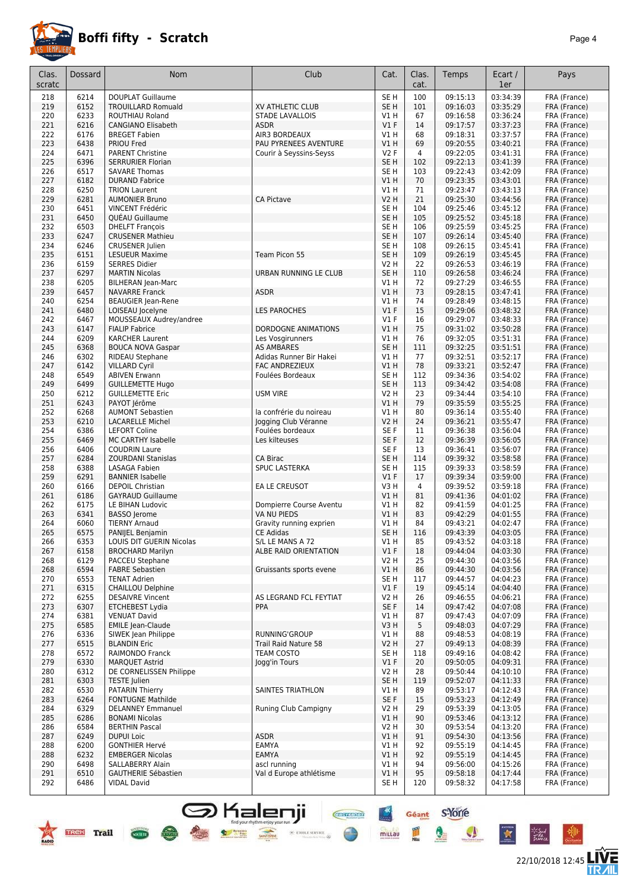# Boffi fifty - Scratch

| Clas. scratc | Dossard | Nom | Club | Cat. | Clas. cat. | Temps | Ecart / 1er | Pays |
|---|---|---|---|---|---|---|---|---|
| 218 | 6214 | DOUPLAT Guillaume | | SE H | 100 | 09:15:13 | 03:34:39 | FRA (France) |
| 219 | 6152 | TROUILLARD Romuald | XV ATHLETIC CLUB | SE H | 101 | 09:16:03 | 03:35:29 | FRA (France) |
| 220 | 6233 | ROUTHIAU Roland | STADE LAVALLOIS | V1 H | 67 | 09:16:58 | 03:36:24 | FRA (France) |
| 221 | 6216 | CANGIANO Elisabeth | ASDR | V1 F | 14 | 09:17:57 | 03:37:23 | FRA (France) |
| 222 | 6176 | BREGET Fabien | AIR3 BORDEAUX | V1 H | 68 | 09:18:31 | 03:37:57 | FRA (France) |
| 223 | 6438 | PRIOU Fred | PAU PYRENEES AVENTURE | V1 H | 69 | 09:20:55 | 03:40:21 | FRA (France) |
| 224 | 6471 | PARENT Christine | Courir à Seyssins-Seyss | V2 F | 4 | 09:22:05 | 03:41:31 | FRA (France) |
| 225 | 6396 | SERRURIER Florian | | SE H | 102 | 09:22:13 | 03:41:39 | FRA (France) |
| 226 | 6517 | SAVARE Thomas | | SE H | 103 | 09:22:43 | 03:42:09 | FRA (France) |
| 227 | 6182 | DURAND Fabrice | | V1 H | 70 | 09:23:35 | 03:43:01 | FRA (France) |
| 228 | 6250 | TRION Laurent | | V1 H | 71 | 09:23:47 | 03:43:13 | FRA (France) |
| 229 | 6281 | AUMONIER Bruno | CA Pictave | V2 H | 21 | 09:25:30 | 03:44:56 | FRA (France) |
| 230 | 6451 | VINCENT Frédéric | | SE H | 104 | 09:25:46 | 03:45:12 | FRA (France) |
| 231 | 6450 | QUÉAU Guillaume | | SE H | 105 | 09:25:52 | 03:45:18 | FRA (France) |
| 232 | 6503 | DHELFT François | | SE H | 106 | 09:25:59 | 03:45:25 | FRA (France) |
| 233 | 6247 | CRUSENER Mathieu | | SE H | 107 | 09:26:14 | 03:45:40 | FRA (France) |
| 234 | 6246 | CRUSENER Julien | | SE H | 108 | 09:26:15 | 03:45:41 | FRA (France) |
| 235 | 6151 | LESUEUR Maxime | Team Picon 55 | SE H | 109 | 09:26:19 | 03:45:45 | FRA (France) |
| 236 | 6159 | SERRES Didier | | V2 H | 22 | 09:26:53 | 03:46:19 | FRA (France) |
| 237 | 6297 | MARTIN Nicolas | URBAN RUNNING LE CLUB | SE H | 110 | 09:26:58 | 03:46:24 | FRA (France) |
| 238 | 6205 | BILHERAN Jean-Marc | | V1 H | 72 | 09:27:29 | 03:46:55 | FRA (France) |
| 239 | 6457 | NAVARRE Franck | ASDR | V1 H | 73 | 09:28:15 | 03:47:41 | FRA (France) |
| 240 | 6254 | BEAUGIER Jean-Rene | | V1 H | 74 | 09:28:49 | 03:48:15 | FRA (France) |
| 241 | 6480 | LOISEAU Jocelyne | LES PAROCHES | V1 F | 15 | 09:29:06 | 03:48:32 | FRA (France) |
| 242 | 6467 | MOUSSEAUX Audrey/andree | | V1 F | 16 | 09:29:07 | 03:48:33 | FRA (France) |
| 243 | 6147 | FIALIP Fabrice | DORDOGNE ANIMATIONS | V1 H | 75 | 09:31:02 | 03:50:28 | FRA (France) |
| 244 | 6209 | KARCHER Laurent | Les Vosgirunners | V1 H | 76 | 09:32:05 | 03:51:31 | FRA (France) |
| 245 | 6368 | BOUCA NOVA Gaspar | AS AMBARES | SE H | 111 | 09:32:25 | 03:51:51 | FRA (France) |
| 246 | 6302 | RIDEAU Stephane | Adidas Runner Bir Hakei | V1 H | 77 | 09:32:51 | 03:52:17 | FRA (France) |
| 247 | 6142 | VILLARD Cyril | FAC ANDREZIEUX | V1 H | 78 | 09:33:21 | 03:52:47 | FRA (France) |
| 248 | 6549 | ABIVEN Erwann | Foulées Bordeaux | SE H | 112 | 09:34:36 | 03:54:02 | FRA (France) |
| 249 | 6499 | GUILLEMETTE Hugo | | SE H | 113 | 09:34:42 | 03:54:08 | FRA (France) |
| 250 | 6212 | GUILLEMETTE Eric | USM VIRE | V2 H | 23 | 09:34:44 | 03:54:10 | FRA (France) |
| 251 | 6243 | PAYOT Jérôme | | V1 H | 79 | 09:35:59 | 03:55:25 | FRA (France) |
| 252 | 6268 | AUMONT Sebastien | la confrérie du noireau | V1 H | 80 | 09:36:14 | 03:55:40 | FRA (France) |
| 253 | 6210 | LACARELLE Michel | Jogging Club Véranne | V2 H | 24 | 09:36:21 | 03:55:47 | FRA (France) |
| 254 | 6386 | LEFORT Coline | Foulées bordeaux | SE F | 11 | 09:36:38 | 03:56:04 | FRA (France) |
| 255 | 6469 | MC CARTHY Isabelle | Les kilteuses | SE F | 12 | 09:36:39 | 03:56:05 | FRA (France) |
| 256 | 6406 | COUDRIN Laure | | SE F | 13 | 09:36:41 | 03:56:07 | FRA (France) |
| 257 | 6284 | ZOURDANI Stanislas | CA Birac | SE H | 114 | 09:39:32 | 03:58:58 | FRA (France) |
| 258 | 6388 | LASAGA Fabien | SPUC LASTERKA | SE H | 115 | 09:39:33 | 03:58:59 | FRA (France) |
| 259 | 6291 | BANNIER Isabelle | | V1 F | 17 | 09:39:34 | 03:59:00 | FRA (France) |
| 260 | 6166 | DEPOIL Christian | EA LE CREUSOT | V3 H | 4 | 09:39:52 | 03:59:18 | FRA (France) |
| 261 | 6186 | GAYRAUD Guillaume | | V1 H | 81 | 09:41:36 | 04:01:02 | FRA (France) |
| 262 | 6175 | LE BIHAN Ludovic | Dompierre Course Aventu | V1 H | 82 | 09:41:59 | 04:01:25 | FRA (France) |
| 263 | 6341 | BASSO Jerome | VA NU PIEDS | V1 H | 83 | 09:42:29 | 04:01:55 | FRA (France) |
| 264 | 6060 | TIERNY Arnaud | Gravity running exprien | V1 H | 84 | 09:43:21 | 04:02:47 | FRA (France) |
| 265 | 6575 | PANIJEL Benjamin | CE Adidas | SE H | 116 | 09:43:39 | 04:03:05 | FRA (France) |
| 266 | 6353 | LOUIS DIT GUERIN Nicolas | S/L LE MANS A 72 | V1 H | 85 | 09:43:52 | 04:03:18 | FRA (France) |
| 267 | 6158 | BROCHARD Marilyn | ALBE RAID ORIENTATION | V1 F | 18 | 09:44:04 | 04:03:30 | FRA (France) |
| 268 | 6129 | PACCEU Stephane | | V2 H | 25 | 09:44:30 | 04:03:56 | FRA (France) |
| 268 | 6594 | FABRE Sebastien | Gruissants sports evene | V1 H | 86 | 09:44:30 | 04:03:56 | FRA (France) |
| 270 | 6553 | TENAT Adrien | | SE H | 117 | 09:44:57 | 04:04:23 | FRA (France) |
| 271 | 6315 | CHAILLOU Delphine | | V1 F | 19 | 09:45:14 | 04:04:40 | FRA (France) |
| 272 | 6255 | DESAIVRE Vincent | AS LEGRAND FCL FEYTIAT | V2 H | 26 | 09:46:55 | 04:06:21 | FRA (France) |
| 273 | 6307 | ETCHEBEST Lydia | PPA | SE F | 14 | 09:47:42 | 04:07:08 | FRA (France) |
| 274 | 6381 | VENUAT David | | V1 H | 87 | 09:47:43 | 04:07:09 | FRA (France) |
| 275 | 6585 | EMILE Jean-Claude | | V3 H | 5 | 09:48:03 | 04:07:29 | FRA (France) |
| 276 | 6336 | SIWEK Jean Philippe | RUNNING'GROUP | V1 H | 88 | 09:48:53 | 04:08:19 | FRA (France) |
| 277 | 6515 | BLANDIN Eric | Trail Raid Nature 58 | V2 H | 27 | 09:49:13 | 04:08:39 | FRA (France) |
| 278 | 6572 | RAIMONDO Franck | TEAM COSTO | SE H | 118 | 09:49:16 | 04:08:42 | FRA (France) |
| 279 | 6330 | MARQUET Astrid | Jogg'in Tours | V1 F | 20 | 09:50:05 | 04:09:31 | FRA (France) |
| 280 | 6312 | DE CORNELISSEN Philippe | | V2 H | 28 | 09:50:44 | 04:10:10 | FRA (France) |
| 281 | 6303 | TESTE Julien | | SE H | 119 | 09:52:07 | 04:11:33 | FRA (France) |
| 282 | 6530 | PATARIN Thierry | SAINTES TRIATHLON | V1 H | 89 | 09:53:17 | 04:12:43 | FRA (France) |
| 283 | 6264 | FONTUGNE Mathilde | | SE F | 15 | 09:53:23 | 04:12:49 | FRA (France) |
| 284 | 6329 | DELANNEY Emmanuel | Runing Club Campigny | V2 H | 29 | 09:53:39 | 04:13:05 | FRA (France) |
| 285 | 6286 | BONAMI Nicolas | | V1 H | 90 | 09:53:46 | 04:13:12 | FRA (France) |
| 286 | 6584 | BERTHIN Pascal | | V2 H | 30 | 09:53:54 | 04:13:20 | FRA (France) |
| 287 | 6249 | DUPUI Loic | ASDR | V1 H | 91 | 09:54:30 | 04:13:56 | FRA (France) |
| 288 | 6200 | GONTHIER Hervé | EAMYA | V1 H | 92 | 09:55:19 | 04:14:45 | FRA (France) |
| 288 | 6232 | EMBERGER Nicolas | EAMYA | V1 H | 92 | 09:55:19 | 04:14:45 | FRA (France) |
| 290 | 6498 | SALLABERRY Alain | ascl running | V1 H | 94 | 09:56:00 | 04:15:26 | FRA (France) |
| 291 | 6510 | GAUTHERIE Sébastien | Val d Europe athlétisme | V1 H | 95 | 09:58:18 | 04:17:44 | FRA (France) |
| 292 | 6486 | VIDAL David | | SE H | 120 | 09:58:32 | 04:17:58 | FRA (France) |

22/10/2018 12:45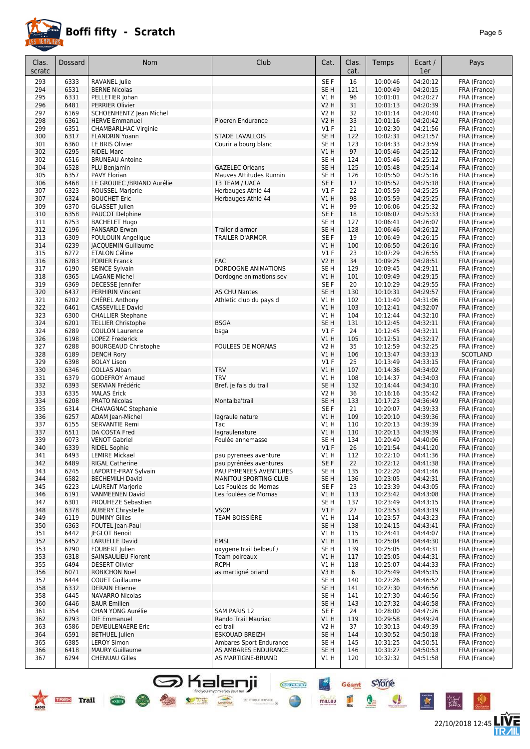# Boffi fifty - Scratch

| Clas. scratc | Dossard | Nom | Club | Cat. | Clas. cat. | Temps | Ecart / 1er | Pays |
|---|---|---|---|---|---|---|---|---|
| 293 | 6333 | RAVANEL Julie | | SE F | 16 | 10:00:46 | 04:20:12 | FRA (France) |
| 294 | 6531 | BERNE Nicolas | | SE H | 121 | 10:00:49 | 04:20:15 | FRA (France) |
| 295 | 6331 | PELLETIER Johan | | V1 H | 96 | 10:01:01 | 04:20:27 | FRA (France) |
| 296 | 6481 | PERRIER Olivier | | V2 H | 31 | 10:01:13 | 04:20:39 | FRA (France) |
| 297 | 6169 | SCHOENHENTZ Jean Michel | | V2 H | 32 | 10:01:14 | 04:20:40 | FRA (France) |
| 298 | 6361 | HERVE Emmanuel | Ploeren Endurance | V2 H | 33 | 10:01:16 | 04:20:42 | FRA (France) |
| 299 | 6351 | CHAMBARLHAC Virginie | | V1 F | 21 | 10:02:30 | 04:21:56 | FRA (France) |
| 300 | 6317 | FLANDRIN Yoann | STADE LAVALLOIS | SE H | 122 | 10:02:31 | 04:21:57 | FRA (France) |
| 301 | 6360 | LE BRIS Olivier | Courir a bourg blanc | SE H | 123 | 10:04:33 | 04:23:59 | FRA (France) |
| 302 | 6295 | RIDEL Marc | | V1 H | 97 | 10:05:46 | 04:25:12 | FRA (France) |
| 302 | 6516 | BRUNEAU Antoine | | SE H | 124 | 10:05:46 | 04:25:12 | FRA (France) |
| 304 | 6528 | PLU Benjamin | GAZELEC Orléans | SE H | 125 | 10:05:48 | 04:25:14 | FRA (France) |
| 305 | 6357 | PAVY Florian | Mauves Attitudes Runnin | SE H | 126 | 10:05:50 | 04:25:16 | FRA (France) |
| 306 | 6468 | LE GROUIEC /BRIAND Aurélie | T3 TEAM / UACA | SE F | 17 | 10:05:52 | 04:25:18 | FRA (France) |
| 307 | 6323 | ROUSSEL Marjorie | Herbauges Athlé 44 | V1 F | 22 | 10:05:59 | 04:25:25 | FRA (France) |
| 307 | 6324 | BOUCHET Eric | Herbauges Athlé 44 | V1 H | 98 | 10:05:59 | 04:25:25 | FRA (France) |
| 309 | 6370 | GLASSET Julien | | V1 H | 99 | 10:06:06 | 04:25:32 | FRA (France) |
| 310 | 6358 | PAUCOT Delphine | | SE F | 18 | 10:06:07 | 04:25:33 | FRA (France) |
| 311 | 6253 | BACHELET Hugo | | SE H | 127 | 10:06:41 | 04:26:07 | FRA (France) |
| 312 | 6196 | PANSARD Erwan | Trailer d armor | SE H | 128 | 10:06:46 | 04:26:12 | FRA (France) |
| 313 | 6309 | POULOUIN Angelique | TRAILER D'ARMOR | SE F | 19 | 10:06:49 | 04:26:15 | FRA (France) |
| 314 | 6239 | JACQUEMIN Guillaume | | V1 H | 100 | 10:06:50 | 04:26:16 | FRA (France) |
| 315 | 6272 | ETALON Céline | | V1 F | 23 | 10:07:29 | 04:26:55 | FRA (France) |
| 316 | 6283 | PORIER Franck | FAC | V2 H | 34 | 10:09:25 | 04:28:51 | FRA (France) |
| 317 | 6190 | SEINCE Sylvain | DORDOGNE ANIMATIONS | SE H | 129 | 10:09:45 | 04:29:11 | FRA (France) |
| 318 | 6365 | LAGANE Michel | Dordogne animations sev | V1 H | 101 | 10:09:49 | 04:29:15 | FRA (France) |
| 319 | 6369 | DECESSE Jennifer | | SE F | 20 | 10:10:29 | 04:29:55 | FRA (France) |
| 320 | 6437 | PERHIRIN Vincent | AS CHU Nantes | SE H | 130 | 10:10:31 | 04:29:57 | FRA (France) |
| 321 | 6202 | CHÉREL Anthony | Athletic club du pays d | V1 H | 102 | 10:11:40 | 04:31:06 | FRA (France) |
| 322 | 6461 | CASSEVILLE David | | V1 H | 103 | 10:12:41 | 04:32:07 | FRA (France) |
| 323 | 6300 | CHALLIER Stephane | | V1 H | 104 | 10:12:44 | 04:32:10 | FRA (France) |
| 324 | 6201 | TELLIER Christophe | BSGA | SE H | 131 | 10:12:45 | 04:32:11 | FRA (France) |
| 324 | 6289 | COULON Laurence | bsga | V1 F | 24 | 10:12:45 | 04:32:11 | FRA (France) |
| 326 | 6198 | LOPEZ Frederick | | V1 H | 105 | 10:12:51 | 04:32:17 | FRA (France) |
| 327 | 6288 | BOURGEAUD Christophe | FOULEES DE MORNAS | V2 H | 35 | 10:12:59 | 04:32:25 | FRA (France) |
| 328 | 6189 | DENCH Rory | | V1 H | 106 | 10:13:47 | 04:33:13 | SCOTLAND |
| 329 | 6398 | BOLAY Lison | | V1 F | 25 | 10:13:49 | 04:33:15 | FRA (France) |
| 330 | 6346 | COLLAS Alban | TRV | V1 H | 107 | 10:14:36 | 04:34:02 | FRA (France) |
| 331 | 6379 | GODEFROY Arnaud | TRV | V1 H | 108 | 10:14:37 | 04:34:03 | FRA (France) |
| 332 | 6393 | SERVIAN Frédéric | Bref, je fais du trail | SE H | 132 | 10:14:44 | 04:34:10 | FRA (France) |
| 333 | 6335 | MALAS Érick | | V2 H | 36 | 10:16:16 | 04:35:42 | FRA (France) |
| 334 | 6208 | PRATO Nicolas | Montalba'trail | SE H | 133 | 10:17:23 | 04:36:49 | FRA (France) |
| 335 | 6314 | CHAVAGNAC Stephanie | | SE F | 21 | 10:20:07 | 04:39:33 | FRA (France) |
| 336 | 6257 | ADAM Jean-Michel | lagraule nature | V1 H | 109 | 10:20:10 | 04:39:36 | FRA (France) |
| 337 | 6155 | SERVANTIE Remi | Tac | V1 H | 110 | 10:20:13 | 04:39:39 | FRA (France) |
| 337 | 6511 | DA COSTA Fred | lagraulenature | V1 H | 110 | 10:20:13 | 04:39:39 | FRA (France) |
| 339 | 6073 | VENOT Gabriel | Foulée annemasse | SE H | 134 | 10:20:40 | 04:40:06 | FRA (France) |
| 340 | 6339 | RIDEL Sophie | | V1 F | 26 | 10:21:54 | 04:41:20 | FRA (France) |
| 341 | 6493 | LEMIRE Mickael | pau pyrenees aventure | V1 H | 112 | 10:22:10 | 04:41:36 | FRA (France) |
| 342 | 6489 | RIGAL Catherine | pau pyrénées aventures | SE F | 22 | 10:22:12 | 04:41:38 | FRA (France) |
| 343 | 6245 | LAPORTE-FRAY Sylvain | PAU PYRENEES AVENTURES | SE H | 135 | 10:22:20 | 04:41:46 | FRA (France) |
| 344 | 6582 | BECHEMILH David | MANITOU SPORTING CLUB | SE H | 136 | 10:23:05 | 04:42:31 | FRA (France) |
| 345 | 6223 | LAURENT Marjorie | Les Foulées de Mornas | SE F | 23 | 10:23:39 | 04:43:05 | FRA (France) |
| 346 | 6191 | VANMEENEN David | Les foulées de Mornas | V1 H | 113 | 10:23:42 | 04:43:08 | FRA (France) |
| 347 | 6301 | PROUHEZE Sebastien | | SE H | 137 | 10:23:49 | 04:43:15 | FRA (France) |
| 348 | 6378 | AUBERY Chrystelle | VSOP | V1 F | 27 | 10:23:53 | 04:43:19 | FRA (France) |
| 349 | 6119 | DUMINY Gilles | TEAM BOISSIÈRE | V1 H | 114 | 10:23:57 | 04:43:23 | FRA (France) |
| 350 | 6363 | FOUTEL Jean-Paul | | SE H | 138 | 10:24:15 | 04:43:41 | FRA (France) |
| 351 | 6442 | JEGLOT Benoit | | V1 H | 115 | 10:24:41 | 04:44:07 | FRA (France) |
| 352 | 6452 | LARUELLE David | EMSL | V1 H | 116 | 10:25:04 | 04:44:30 | FRA (France) |
| 353 | 6290 | FOUBERT Julien | oxygene trail belbeuf / | SE H | 139 | 10:25:05 | 04:44:31 | FRA (France) |
| 353 | 6318 | SAINSAULIEU Florent | Team poireaux | V1 H | 117 | 10:25:05 | 04:44:31 | FRA (France) |
| 355 | 6494 | DESERT Olivier | RCPH | V1 H | 118 | 10:25:07 | 04:44:33 | FRA (France) |
| 356 | 6071 | ROBICHON Noel | as martigné briand | V3 H | 6 | 10:25:49 | 04:45:15 | FRA (France) |
| 357 | 6444 | COUET Guillaume | | SE H | 140 | 10:27:26 | 04:46:52 | FRA (France) |
| 358 | 6332 | DERAIN Etienne | | SE H | 141 | 10:27:30 | 04:46:56 | FRA (France) |
| 358 | 6445 | NAVARRO Nicolas | | SE H | 141 | 10:27:30 | 04:46:56 | FRA (France) |
| 360 | 6446 | BAUR Emilien | | SE H | 143 | 10:27:32 | 04:46:58 | FRA (France) |
| 361 | 6354 | CHAN YONG Aurélie | SAM PARIS 12 | SE F | 24 | 10:28:00 | 04:47:26 | FRA (France) |
| 362 | 6293 | DIF Emmanuel | Rando Trail Mauriac | V1 H | 119 | 10:29:58 | 04:49:24 | FRA (France) |
| 363 | 6586 | DEMEULENAERE Eric | ed trail | V2 H | 37 | 10:30:13 | 04:49:39 | FRA (France) |
| 364 | 6591 | BETHUEL Julien | ESKOUAD BREIZH | SE H | 144 | 10:30:52 | 04:50:18 | FRA (France) |
| 365 | 6385 | LEROY Simon | Ambares Sport Endurance | SE H | 145 | 10:31:25 | 04:50:51 | FRA (France) |
| 366 | 6418 | MAURY Guillaume | AS AMBARES ENDURANCE | SE H | 146 | 10:31:27 | 04:50:53 | FRA (France) |
| 367 | 6294 | CHENUAU Gilles | AS MARTIGNE-BRIAND | V1 H | 120 | 10:32:32 | 04:51:58 | FRA (France) |

22/10/2018 12:45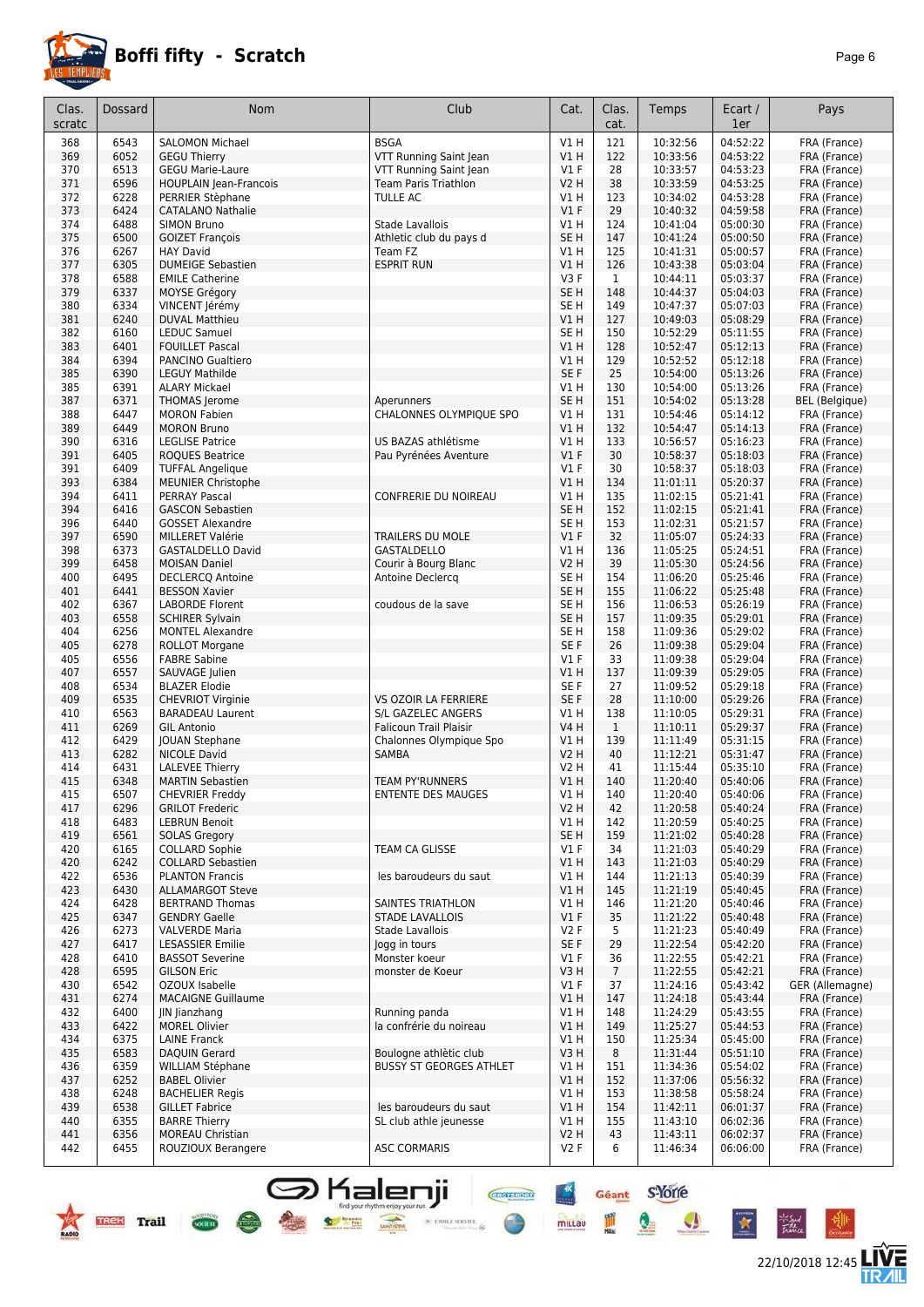# Boffi fifty - Scratch

| Clas. scratc | Dossard | Nom | Club | Cat. | Clas. cat. | Temps | Ecart / 1er | Pays |
|---|---|---|---|---|---|---|---|---|
| 368 | 6543 | SALOMON Michael | BSGA | V1 H | 121 | 10:32:56 | 04:52:22 | FRA (France) |
| 369 | 6052 | GEGU Thierry | VTT Running Saint Jean | V1 H | 122 | 10:33:56 | 04:53:22 | FRA (France) |
| 370 | 6513 | GEGU Marie-Laure | VTT Running Saint Jean | V1 F | 28 | 10:33:57 | 04:53:23 | FRA (France) |
| 371 | 6596 | HOUPLAIN Jean-Francois | Team Paris Triathlon | V2 H | 38 | 10:33:59 | 04:53:25 | FRA (France) |
| 372 | 6228 | PERRIER Stèphane | TULLE AC | V1 H | 123 | 10:34:02 | 04:53:28 | FRA (France) |
| 373 | 6424 | CATALANO Nathalie | | V1 F | 29 | 10:40:32 | 04:59:58 | FRA (France) |
| 374 | 6488 | SIMON Bruno | Stade Lavallois | V1 H | 124 | 10:41:04 | 05:00:30 | FRA (France) |
| 375 | 6500 | GOIZET François | Athletic club du pays d | SE H | 147 | 10:41:24 | 05:00:50 | FRA (France) |
| 376 | 6267 | HAY David | Team FZ | V1 H | 125 | 10:41:31 | 05:00:57 | FRA (France) |
| 377 | 6305 | DUMEIGE Sebastien | ESPRIT RUN | V1 H | 126 | 10:43:38 | 05:03:04 | FRA (France) |
| 378 | 6588 | EMILE Catherine | | V3 F | 1 | 10:44:11 | 05:03:37 | FRA (France) |
| 379 | 6337 | MOYSE Grégory | | SE H | 148 | 10:44:37 | 05:04:03 | FRA (France) |
| 380 | 6334 | VINCENT Jérémy | | SE H | 149 | 10:47:37 | 05:07:03 | FRA (France) |
| 381 | 6240 | DUVAL Matthieu | | V1 H | 127 | 10:49:03 | 05:08:29 | FRA (France) |
| 382 | 6160 | LEDUC Samuel | | SE H | 150 | 10:52:29 | 05:11:55 | FRA (France) |
| 383 | 6401 | FOUILLET Pascal | | V1 H | 128 | 10:52:47 | 05:12:13 | FRA (France) |
| 384 | 6394 | PANCINO Gualtiero | | V1 H | 129 | 10:52:52 | 05:12:18 | FRA (France) |
| 385 | 6390 | LEGUY Mathilde | | SE F | 25 | 10:54:00 | 05:13:26 | FRA (France) |
| 385 | 6391 | ALARY Mickael | | V1 H | 130 | 10:54:00 | 05:13:26 | FRA (France) |
| 387 | 6371 | THOMAS Jerome | Aperunners | SE H | 151 | 10:54:02 | 05:13:28 | BEL (Belgique) |
| 388 | 6447 | MORON Fabien | CHALONNES OLYMPIQUE SPO | V1 H | 131 | 10:54:46 | 05:14:12 | FRA (France) |
| 389 | 6449 | MORON Bruno | | V1 H | 132 | 10:54:47 | 05:14:13 | FRA (France) |
| 390 | 6316 | LEGLISE Patrice | US BAZAS athlétisme | V1 H | 133 | 10:56:57 | 05:16:23 | FRA (France) |
| 391 | 6405 | ROQUES Beatrice | Pau Pyrénées Aventure | V1 F | 30 | 10:58:37 | 05:18:03 | FRA (France) |
| 391 | 6409 | TUFFAL Angelique | | V1 F | 30 | 10:58:37 | 05:18:03 | FRA (France) |
| 393 | 6384 | MEUNIER Christophe | | V1 H | 134 | 11:01:11 | 05:20:37 | FRA (France) |
| 394 | 6411 | PERRAY Pascal | CONFRERIE DU NOIREAU | V1 H | 135 | 11:02:15 | 05:21:41 | FRA (France) |
| 394 | 6416 | GASCON Sebastien | | SE H | 152 | 11:02:15 | 05:21:41 | FRA (France) |
| 396 | 6440 | GOSSET Alexandre | | SE H | 153 | 11:02:31 | 05:21:57 | FRA (France) |
| 397 | 6590 | MILLERET Valérie | TRAILERS DU MOLE | V1 F | 32 | 11:05:07 | 05:24:33 | FRA (France) |
| 398 | 6373 | GASTALDELLO David | GASTALDELLO | V1 H | 136 | 11:05:25 | 05:24:51 | FRA (France) |
| 399 | 6458 | MOISAN Daniel | Courir à Bourg Blanc | V2 H | 39 | 11:05:30 | 05:24:56 | FRA (France) |
| 400 | 6495 | DECLERCQ Antoine | Antoine Declercq | SE H | 154 | 11:06:20 | 05:25:46 | FRA (France) |
| 401 | 6441 | BESSON Xavier | | SE H | 155 | 11:06:22 | 05:25:48 | FRA (France) |
| 402 | 6367 | LABORDE Florent | coudous de la save | SE H | 156 | 11:06:53 | 05:26:19 | FRA (France) |
| 403 | 6558 | SCHIRER Sylvain | | SE H | 157 | 11:09:35 | 05:29:01 | FRA (France) |
| 404 | 6256 | MONTEL Alexandre | | SE H | 158 | 11:09:36 | 05:29:02 | FRA (France) |
| 405 | 6278 | ROLLOT Morgane | | SE F | 26 | 11:09:38 | 05:29:04 | FRA (France) |
| 405 | 6556 | FABRE Sabine | | V1 F | 33 | 11:09:38 | 05:29:04 | FRA (France) |
| 407 | 6557 | SAUVAGE Julien | | V1 H | 137 | 11:09:39 | 05:29:05 | FRA (France) |
| 408 | 6534 | BLAZER Elodie | | SE F | 27 | 11:09:52 | 05:29:18 | FRA (France) |
| 409 | 6535 | CHEVRIOT Virginie | VS OZOIR LA FERRIERE | SE F | 28 | 11:10:00 | 05:29:26 | FRA (France) |
| 410 | 6563 | BARADEAU Laurent | S/L GAZELEC ANGERS | V1 H | 138 | 11:10:05 | 05:29:31 | FRA (France) |
| 411 | 6269 | GIL Antonio | Falicoun Trail Plaisir | V4 H | 1 | 11:10:11 | 05:29:37 | FRA (France) |
| 412 | 6429 | JOUAN Stephane | Chalonnes Olympique Spo | V1 H | 139 | 11:11:49 | 05:31:15 | FRA (France) |
| 413 | 6282 | NICOLE David | SAMBA | V2 H | 40 | 11:12:21 | 05:31:47 | FRA (France) |
| 414 | 6431 | LALEVEE Thierry | | V2 H | 41 | 11:15:44 | 05:35:10 | FRA (France) |
| 415 | 6348 | MARTIN Sebastien | TEAM PY'RUNNERS | V1 H | 140 | 11:20:40 | 05:40:06 | FRA (France) |
| 415 | 6507 | CHEVRIER Freddy | ENTENTE DES MAUGES | V1 H | 140 | 11:20:40 | 05:40:06 | FRA (France) |
| 417 | 6296 | GRILOT Frederic | | V2 H | 42 | 11:20:58 | 05:40:24 | FRA (France) |
| 418 | 6483 | LEBRUN Benoit | | V1 H | 142 | 11:20:59 | 05:40:25 | FRA (France) |
| 419 | 6561 | SOLAS Gregory | | SE H | 159 | 11:21:02 | 05:40:28 | FRA (France) |
| 420 | 6165 | COLLARD Sophie | TEAM CA GLISSE | V1 F | 34 | 11:21:03 | 05:40:29 | FRA (France) |
| 420 | 6242 | COLLARD Sebastien | | V1 H | 143 | 11:21:03 | 05:40:29 | FRA (France) |
| 422 | 6536 | PLANTON Francis | les baroudeurs du saut | V1 H | 144 | 11:21:13 | 05:40:39 | FRA (France) |
| 423 | 6430 | ALLAMARGOT Steve | | V1 H | 145 | 11:21:19 | 05:40:45 | FRA (France) |
| 424 | 6428 | BERTRAND Thomas | SAINTES TRIATHLON | V1 H | 146 | 11:21:20 | 05:40:46 | FRA (France) |
| 425 | 6347 | GENDRY Gaelle | STADE LAVALLOIS | V1 F | 35 | 11:21:22 | 05:40:48 | FRA (France) |
| 426 | 6273 | VALVERDE Maria | Stade Lavallois | V2 F | 5 | 11:21:23 | 05:40:49 | FRA (France) |
| 427 | 6417 | LESASSIER Emilie | Jogg in tours | SE F | 29 | 11:22:54 | 05:42:20 | FRA (France) |
| 428 | 6410 | BASSOT Severine | Monster koeur | V1 F | 36 | 11:22:55 | 05:42:21 | FRA (France) |
| 428 | 6595 | GILSON Eric | monster de Koeur | V3 H | 7 | 11:22:55 | 05:42:21 | FRA (France) |
| 430 | 6542 | OZOUX Isabelle | | V1 F | 37 | 11:24:16 | 05:43:42 | GER (Allemagne) |
| 431 | 6274 | MACAIGNE Guillaume | | V1 H | 147 | 11:24:18 | 05:43:44 | FRA (France) |
| 432 | 6400 | JIN Jianzhang | Running panda | V1 H | 148 | 11:24:29 | 05:43:55 | FRA (France) |
| 433 | 6422 | MOREL Olivier | la confrérie du noireau | V1 H | 149 | 11:25:27 | 05:44:53 | FRA (France) |
| 434 | 6375 | LAINE Franck | | V1 H | 150 | 11:25:34 | 05:45:00 | FRA (France) |
| 435 | 6583 | DAQUIN Gerard | Boulogne athlètic club | V3 H | 8 | 11:31:44 | 05:51:10 | FRA (France) |
| 436 | 6359 | WILLIAM Stéphane | BUSSY ST GEORGES ATHLET | V1 H | 151 | 11:34:36 | 05:54:02 | FRA (France) |
| 437 | 6252 | BABEL Olivier | | V1 H | 152 | 11:37:06 | 05:56:32 | FRA (France) |
| 438 | 6248 | BACHELIER Regis | | V1 H | 153 | 11:38:58 | 05:58:24 | FRA (France) |
| 439 | 6538 | GILLET Fabrice | les baroudeurs du saut | V1 H | 154 | 11:42:11 | 06:01:37 | FRA (France) |
| 440 | 6355 | BARRE Thierry | SL club athle jeunesse | V1 H | 155 | 11:43:10 | 06:02:36 | FRA (France) |
| 441 | 6356 | MOREAU Christian | | V2 H | 43 | 11:43:11 | 06:02:37 | FRA (France) |
| 442 | 6455 | ROUZIOUX Berangere | ASC CORMARIS | V2 F | 6 | 11:46:34 | 06:06:00 | FRA (France) |

22/10/2018 12:45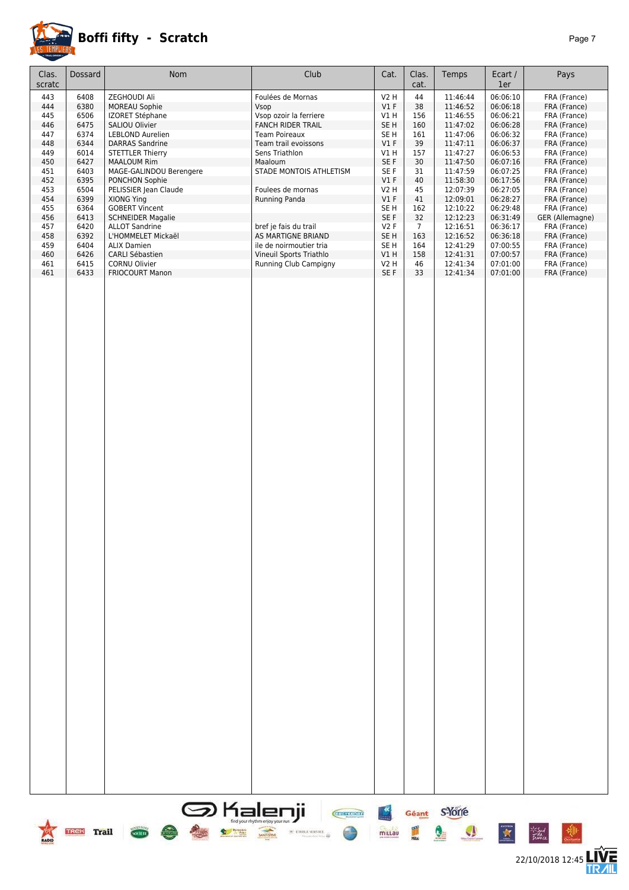# Boffi fifty - Scratch

| Clas. scratc | Dossard | Nom | Club | Cat. | Clas. cat. | Temps | Ecart / 1er | Pays |
|---|---|---|---|---|---|---|---|---|
| 443 | 6408 | ZEGHOUDI Ali | Foulées de Mornas | V2 H | 44 | 11:46:44 | 06:06:10 | FRA (France) |
| 444 | 6380 | MOREAU Sophie | Vsop | V1 F | 38 | 11:46:52 | 06:06:18 | FRA (France) |
| 445 | 6506 | IZORET Stéphane | Vsop ozoir la ferriere | V1 H | 156 | 11:46:55 | 06:06:21 | FRA (France) |
| 446 | 6475 | SALIOU Olivier | FANCH RIDER TRAIL | SE H | 160 | 11:47:02 | 06:06:28 | FRA (France) |
| 447 | 6374 | LEBLOND Aurelien | Team Poireaux | SE H | 161 | 11:47:06 | 06:06:32 | FRA (France) |
| 448 | 6344 | DARRAS Sandrine | Team trail evoissons | V1 F | 39 | 11:47:11 | 06:06:37 | FRA (France) |
| 449 | 6014 | STETTLER Thierry | Sens Triathlon | V1 H | 157 | 11:47:27 | 06:06:53 | FRA (France) |
| 450 | 6427 | MAALOUM Rim | Maaloum | SE F | 30 | 11:47:50 | 06:07:16 | FRA (France) |
| 451 | 6403 | MAGE-GALINDOU Berengere | STADE MONTOIS ATHLETISM | SE F | 31 | 11:47:59 | 06:07:25 | FRA (France) |
| 452 | 6395 | PONCHON Sophie | | V1 F | 40 | 11:58:30 | 06:17:56 | FRA (France) |
| 453 | 6504 | PELISSIER Jean Claude | Foulees de mornas | V2 H | 45 | 12:07:39 | 06:27:05 | FRA (France) |
| 454 | 6399 | XIONG Ying | Running Panda | V1 F | 41 | 12:09:01 | 06:28:27 | FRA (France) |
| 455 | 6364 | GOBERT Vincent | | SE H | 162 | 12:10:22 | 06:29:48 | FRA (France) |
| 456 | 6413 | SCHNEIDER Magalie | | SE F | 32 | 12:12:23 | 06:31:49 | GER (Allemagne) |
| 457 | 6420 | ALLOT Sandrine | bref je fais du trail | V2 F | 7 | 12:16:51 | 06:36:17 | FRA (France) |
| 458 | 6392 | L'HOMMELET Mickaël | AS MARTIGNE BRIAND | SE H | 163 | 12:16:52 | 06:36:18 | FRA (France) |
| 459 | 6404 | ALIX Damien | ile de noirmoutier tria | SE H | 164 | 12:41:29 | 07:00:55 | FRA (France) |
| 460 | 6426 | CARLI Sébastien | Vineuil Sports Triathlo | V1 H | 158 | 12:41:31 | 07:00:57 | FRA (France) |
| 461 | 6415 | CORNU Olivier | Running Club Campigny | V2 H | 46 | 12:41:34 | 07:01:00 | FRA (France) |
| 461 | 6433 | FRIOCOURT Manon | | SE F | 33 | 12:41:34 | 07:01:00 | FRA (France) |

22/10/2018 12:45